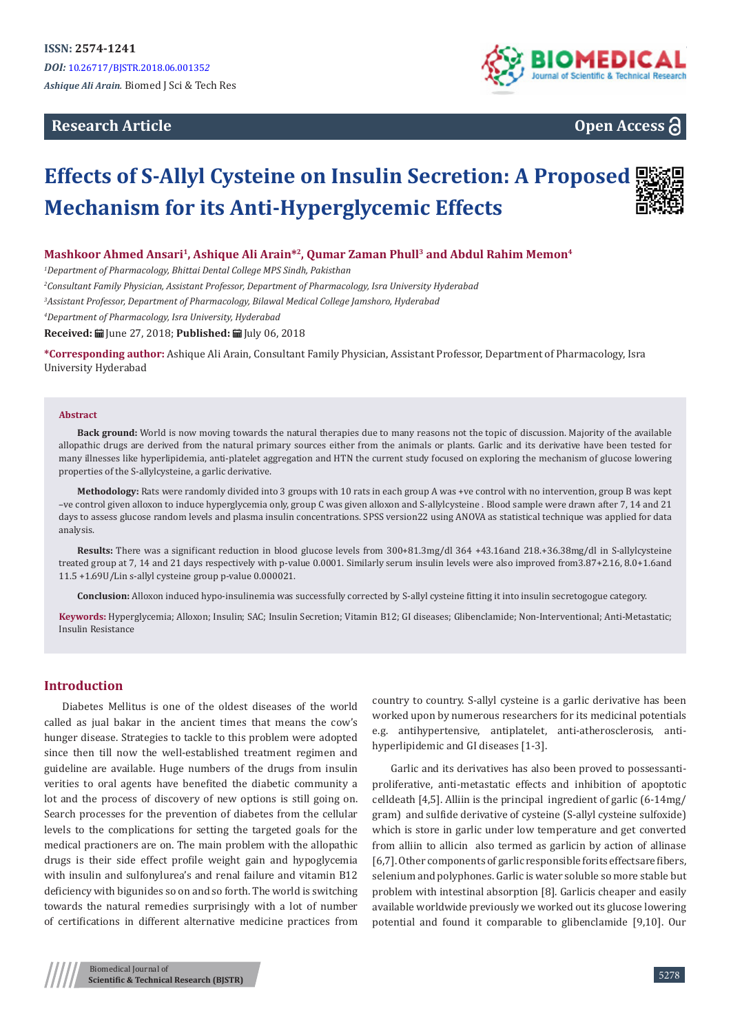ISSN: 2574-1241

*DOI:* 10.26717/BJSTR.2018.06.001352

*Ashique Ali Arain.* Biomed J Sci & Tech Res

**Research Article**

**Open Access**

# Effects of S-Allyl Cysteine on Insulin Secretion: A Proposed Mechanism for its Anti-Hyperglycemic Effects

**Mashkoor Ahmed Ansari[1], Ashique Ali Arain*[2], Qumar Zaman Phull[3] and Abdul Rahim Memon[4]**

[1]*Department of Pharmacology, Bhittai Dental College MPS Sindh, Pakisthan*

[2]*Consultant Family Physician, Assistant Professor, Department of Pharmacology, Isra University Hyderabad*

[3]*Assistant Professor, Department of Pharmacology, Bilawal Medical College Jamshoro, Hyderabad*

[4]*Department of Pharmacology, Isra University, Hyderabad*

**Received:** June 27, 2018; **Published:** July 06, 2018

***Corresponding author:** Ashique Ali Arain, Consultant Family Physician, Assistant Professor, Department of Pharmacology, Isra University Hyderabad

## Abstract

**Back ground:** World is now moving towards the natural therapies due to many reasons not the topic of discussion. Majority of the available allopathic drugs are derived from the natural primary sources either from the animals or plants. Garlic and its derivative have been tested for many illnesses like hyperlipidemia, anti-platelet aggregation and HTN the current study focused on exploring the mechanism of glucose lowering properties of the S-allylcysteine, a garlic derivative.

**Methodology:** Rats were randomly divided into 3 groups with 10 rats in each group A was +ve control with no intervention, group B was kept –ve control given alloxon to induce hyperglycemia only, group C was given alloxon and S-allylcysteine . Blood sample were drawn after 7, 14 and 21 days to assess glucose random levels and plasma insulin concentrations. SPSS version22 using ANOVA as statistical technique was applied for data analysis.

**Results:** There was a significant reduction in blood glucose levels from 300+81.3mg/dl 364 +43.16and 218.+36.38mg/dl in S-allylcysteine treated group at 7, 14 and 21 days respectively with p-value 0.0001. Similarly serum insulin levels were also improved from3.87+2.16, 8.0+1.6and 11.5 +1.69U/Lin s-allyl cysteine group p-value 0.000021.

**Conclusion:** Alloxon induced hypo-insulinemia was successfully corrected by S-allyl cysteine fitting it into insulin secretogogue category.

**Keywords:** Hyperglycemia; Alloxon; Insulin; SAC; Insulin Secretion; Vitamin B12; GI diseases; Glibenclamide; Non-Interventional; Anti-Metastatic; Insulin Resistance

## Introduction

Diabetes Mellitus is one of the oldest diseases of the world called as jual bakar in the ancient times that means the cow's hunger disease. Strategies to tackle to this problem were adopted since then till now the well-established treatment regimen and guideline are available. Huge numbers of the drugs from insulin verities to oral agents have benefited the diabetic community a lot and the process of discovery of new options is still going on. Search processes for the prevention of diabetes from the cellular levels to the complications for setting the targeted goals for the medical practioners are on. The main problem with the allopathic drugs is their side effect profile weight gain and hypoglycemia with insulin and sulfonylurea's and renal failure and vitamin B12 deficiency with bigunides so on and so forth. The world is switching towards the natural remedies surprisingly with a lot of number of certifications in different alternative medicine practices from country to country. S-allyl cysteine is a garlic derivative has been worked upon by numerous researchers for its medicinal potentials e.g. antihypertensive, antiplatelet, anti-atherosclerosis, anti-hyperlipidemic and GI diseases [1-3].

Garlic and its derivatives has also been proved to possessanti-proliferative, anti-metastatic effects and inhibition of apoptotic celldeath [4,5]. Alliin is the principal ingredient of garlic (6-14mg/gram) and sulfide derivative of cysteine (S-allyl cysteine sulfoxide) which is store in garlic under low temperature and get converted from alliin to allicin also termed as garlicin by action of allinase [6,7]. Other components of garlic responsible forits effectsare fibers, selenium and polyphones. Garlic is water soluble so more stable but problem with intestinal absorption [8]. Garlicis cheaper and easily available worldwide previously we worked out its glucose lowering potential and found it comparable to glibenclamide [9,10]. Our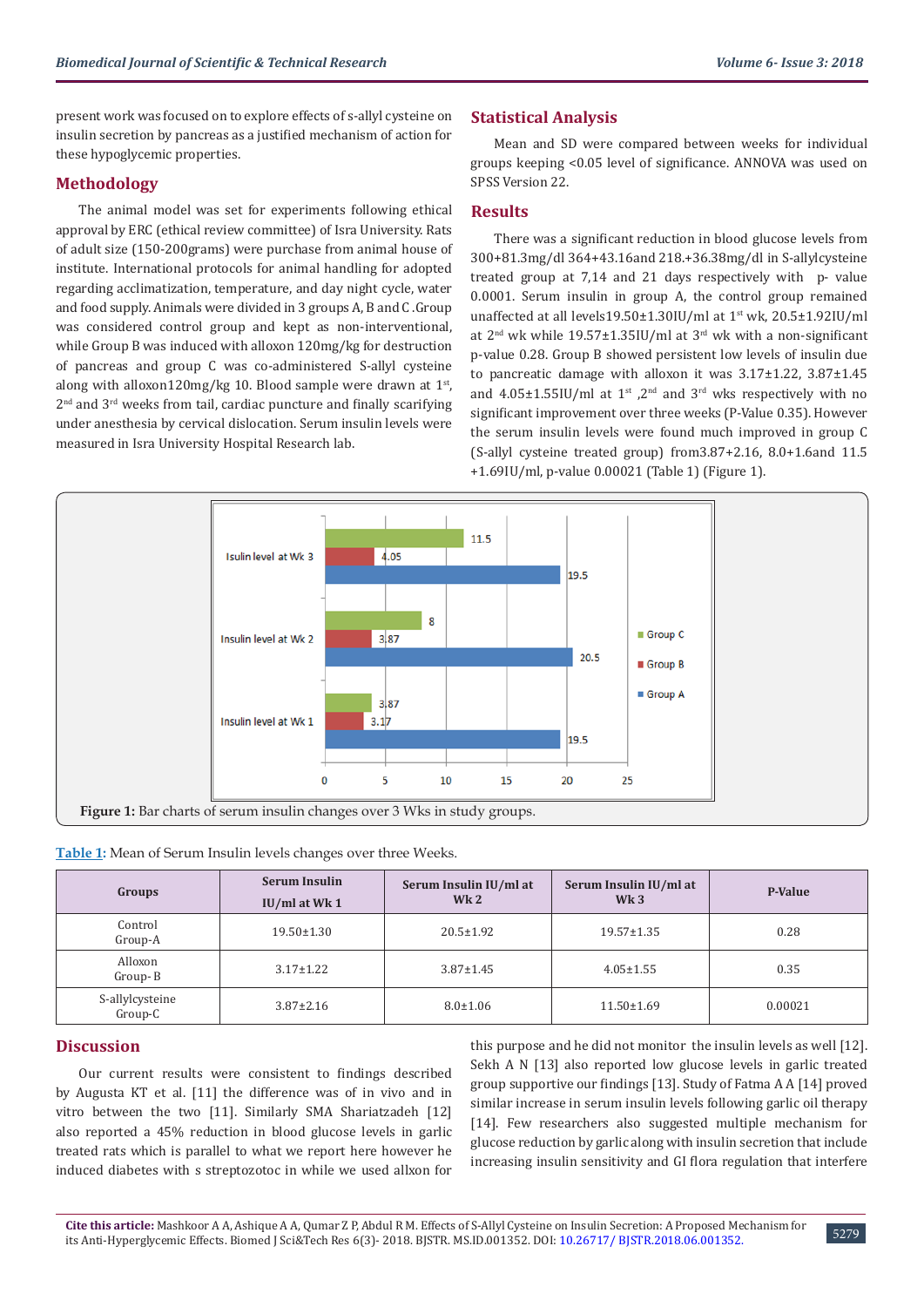present work was focused on to explore effects of s-allyl cysteine on insulin secretion by pancreas as a justified mechanism of action for these hypoglycemic properties.

## Methodology

The animal model was set for experiments following ethical approval by ERC (ethical review committee) of Isra University. Rats of adult size (150-200grams) were purchase from animal house of institute. International protocols for animal handling for adopted regarding acclimatization, temperature, and day night cycle, water and food supply. Animals were divided in 3 groups A, B and C .Group was considered control group and kept as non-interventional, while Group B was induced with alloxon 120mg/kg for destruction of pancreas and group C was co-administered S-allyl cysteine along with alloxon120mg/kg 10. Blood sample were drawn at 1st, 2nd and 3rd weeks from tail, cardiac puncture and finally scarifying under anesthesia by cervical dislocation. Serum insulin levels were measured in Isra University Hospital Research lab.

## Statistical Analysis

Mean and SD were compared between weeks for individual groups keeping <0.05 level of significance. ANNOVA was used on SPSS Version 22.

## Results

There was a significant reduction in blood glucose levels from 300+81.3mg/dl 364+43.16and 218.+36.38mg/dl in S-allylcysteine treated group at 7,14 and 21 days respectively with p- value 0.0001. Serum insulin in group A, the control group remained unaffected at all levels19.50±1.30IU/ml at 1st wk, 20.5±1.92IU/ml at 2nd wk while 19.57±1.35IU/ml at 3rd wk with a non-significant p-value 0.28. Group B showed persistent low levels of insulin due to pancreatic damage with alloxon it was 3.17±1.22, 3.87±1.45 and 4.05±1.55IU/ml at 1st ,2nd and 3rd wks respectively with no significant improvement over three weeks (P-Value 0.35). However the serum insulin levels were found much improved in group C (S-allyl cysteine treated group) from3.87+2.16, 8.0+1.6and 11.5 +1.69IU/ml, p-value 0.00021 (Table 1) (Figure 1).

| | Group A | Group B | Group C |
|---|---|---|---|
| Insulin level at Wk 1 | 19.5 | 3.17 | 3.87 |
| Insulin level at Wk 2 | 20.5 | 3.87 | 8 |
| Isulin level at Wk 3 | 19.5 | 4.05 | 11.5 |

**Figure 1:** Bar charts of serum insulin changes over 3 Wks in study groups.

**Table 1:** Mean of Serum Insulin levels changes over three Weeks.

| Groups | Serum Insulin IU/ml at Wk 1 | Serum Insulin IU/ml at Wk 2 | Serum Insulin IU/ml at Wk 3 | P-Value |
|---|---|---|---|---|
| Control Group-A | 19.50±1.30 | 20.5±1.92 | 19.57±1.35 | 0.28 |
| Alloxon Group- B | 3.17±1.22 | 3.87±1.45 | 4.05±1.55 | 0.35 |
| S-allylcysteine Group-C | 3.87±2.16 | 8.0±1.06 | 11.50±1.69 | 0.00021 |

## Discussion

Our current results were consistent to findings described by Augusta KT et al. [11] the difference was of in vivo and in vitro between the two [11]. Similarly SMA Shariatzadeh [12] also reported a 45% reduction in blood glucose levels in garlic treated rats which is parallel to what we report here however he induced diabetes with s streptozotoc in while we used allxon for this purpose and he did not monitor the insulin levels as well [12]. Sekh A N [13] also reported low glucose levels in garlic treated group supportive our findings [13]. Study of Fatma A A [14] proved similar increase in serum insulin levels following garlic oil therapy [14]. Few researchers also suggested multiple mechanism for glucose reduction by garlic along with insulin secretion that include increasing insulin sensitivity and GI flora regulation that interfere

**Cite this article:** Mashkoor A A, Ashique A A, Qumar Z P, Abdul R M. Effects of S-Allyl Cysteine on Insulin Secretion: A Proposed Mechanism for its Anti-Hyperglycemic Effects. Biomed J Sci&Tech Res 6(3)- 2018. BJSTR. MS.ID.001352. DOI: 10.26717/ BJSTR.2018.06.001352.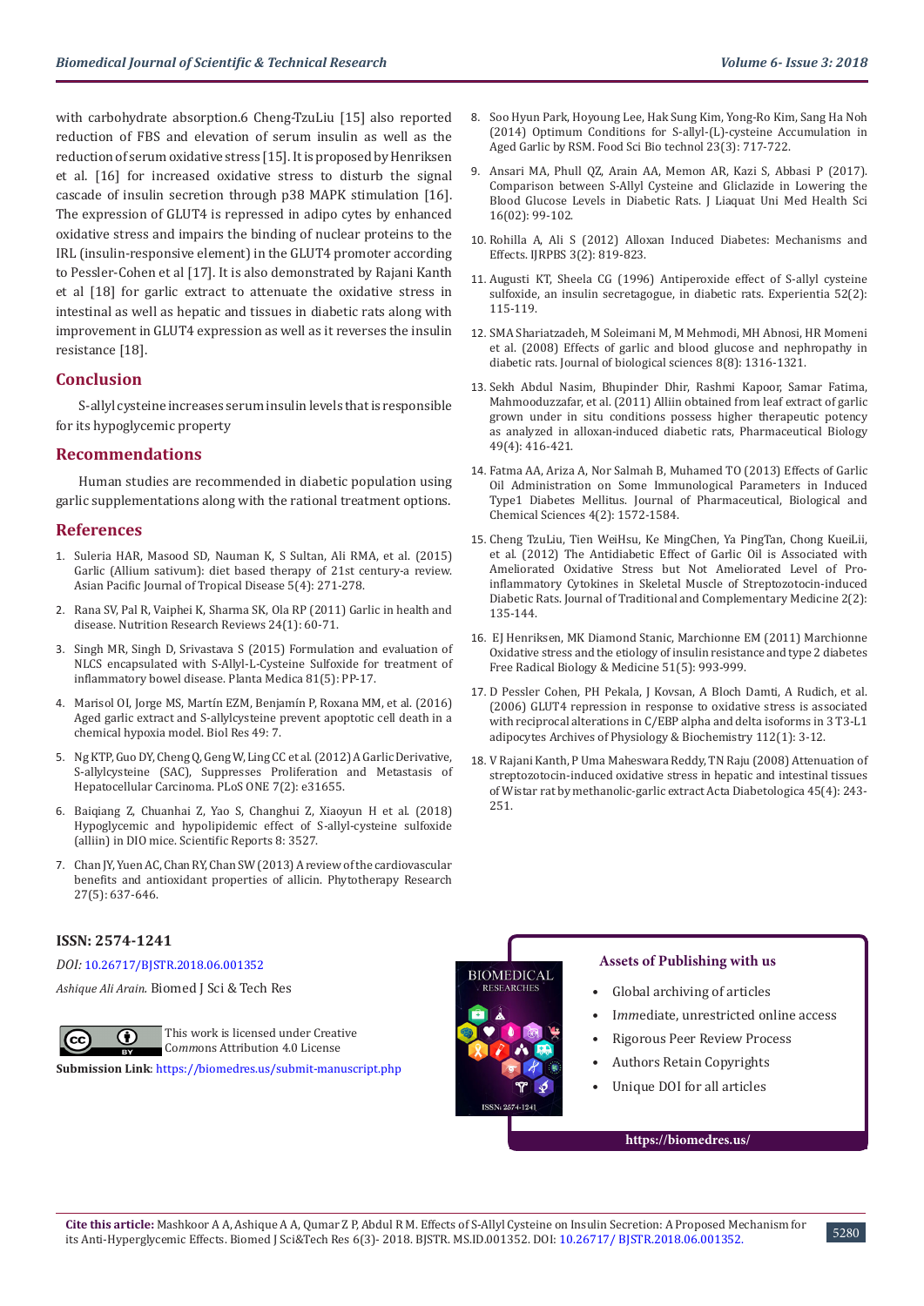with carbohydrate absorption.6 Cheng-TzuLiu [15] also reported reduction of FBS and elevation of serum insulin as well as the reduction of serum oxidative stress [15]. It is proposed by Henriksen et al. [16] for increased oxidative stress to disturb the signal cascade of insulin secretion through p38 MAPK stimulation [16]. The expression of GLUT4 is repressed in adipo cytes by enhanced oxidative stress and impairs the binding of nuclear proteins to the IRL (insulin-responsive element) in the GLUT4 promoter according to Pessler-Cohen et al [17]. It is also demonstrated by Rajani Kanth et al [18] for garlic extract to attenuate the oxidative stress in intestinal as well as hepatic and tissues in diabetic rats along with improvement in GLUT4 expression as well as it reverses the insulin resistance [18].

## Conclusion

S-allyl cysteine increases serum insulin levels that is responsible for its hypoglycemic property

## Recommendations

Human studies are recommended in diabetic population using garlic supplementations along with the rational treatment options.

## References

1. Suleria HAR, Masood SD, Nauman K, S Sultan, Ali RMA, et al. (2015) Garlic (Allium sativum): diet based therapy of 21st century-a review. Asian Pacific Journal of Tropical Disease 5(4): 271-278.
2. Rana SV, Pal R, Vaiphei K, Sharma SK, Ola RP (2011) Garlic in health and disease. Nutrition Research Reviews 24(1): 60-71.
3. Singh MR, Singh D, Srivastava S (2015) Formulation and evaluation of NLCS encapsulated with S-Allyl-L-Cysteine Sulfoxide for treatment of inflammatory bowel disease. Planta Medica 81(5): PP-17.
4. Marisol OI, Jorge MS, Martín EZM, Benjamín P, Roxana MM, et al. (2016) Aged garlic extract and S-allylcysteine prevent apoptotic cell death in a chemical hypoxia model. Biol Res 49: 7.
5. Ng KTP, Guo DY, Cheng Q, Geng W, Ling CC et al. (2012) A Garlic Derivative, S-allylcysteine (SAC), Suppresses Proliferation and Metastasis of Hepatocellular Carcinoma. PLoS ONE 7(2): e31655.
6. Baiqiang Z, Chuanhai Z, Yao S, Changhui Z, Xiaoyun H et al. (2018) Hypoglycemic and hypolipidemic effect of S-allyl-cysteine sulfoxide (alliin) in DIO mice. Scientific Reports 8: 3527.
7. Chan JY, Yuen AC, Chan RY, Chan SW (2013) A review of the cardiovascular benefits and antioxidant properties of allicin. Phytotherapy Research 27(5): 637-646.
8. Soo Hyun Park, Hoyoung Lee, Hak Sung Kim, Yong-Ro Kim, Sang Ha Noh (2014) Optimum Conditions for S-allyl-(L)-cysteine Accumulation in Aged Garlic by RSM. Food Sci Bio technol 23(3): 717-722.
9. Ansari MA, Phull QZ, Arain AA, Memon AR, Kazi S, Abbasi P (2017). Comparison between S-Allyl Cysteine and Gliclazide in Lowering the Blood Glucose Levels in Diabetic Rats. J Liaquat Uni Med Health Sci 16(02): 99-102.
10. Rohilla A, Ali S (2012) Alloxan Induced Diabetes: Mechanisms and Effects. IJRPBS 3(2): 819-823.
11. Augusti KT, Sheela CG (1996) Antiperoxide effect of S-allyl cysteine sulfoxide, an insulin secretagogue, in diabetic rats. Experientia 52(2): 115-119.
12. SMA Shariatzadeh, M Soleimani M, M Mehmodi, MH Abnosi, HR Momeni et al. (2008) Effects of garlic and blood glucose and nephropathy in diabetic rats. Journal of biological sciences 8(8): 1316-1321.
13. Sekh Abdul Nasim, Bhupinder Dhir, Rashmi Kapoor, Samar Fatima, Mahmooduzzafar, et al. (2011) Alliin obtained from leaf extract of garlic grown under in situ conditions possess higher therapeutic potency as analyzed in alloxan-induced diabetic rats, Pharmaceutical Biology 49(4): 416-421.
14. Fatma AA, Ariza A, Nor Salmah B, Muhamed TO (2013) Effects of Garlic Oil Administration on Some Immunological Parameters in Induced Type1 Diabetes Mellitus. Journal of Pharmaceutical, Biological and Chemical Sciences 4(2): 1572-1584.
15. Cheng TzuLiu, Tien WeiHsu, Ke MingChen, Ya PingTan, Chong KueiLii, et al. (2012) The Antidiabetic Effect of Garlic Oil is Associated with Ameliorated Oxidative Stress but Not Ameliorated Level of Pro-inflammatory Cytokines in Skeletal Muscle of Streptozotocin-induced Diabetic Rats. Journal of Traditional and Complementary Medicine 2(2): 135-144.
16. EJ Henriksen, MK Diamond Stanic, Marchionne EM (2011) Marchionne Oxidative stress and the etiology of insulin resistance and type 2 diabetes Free Radical Biology & Medicine 51(5): 993-999.
17. D Pessler Cohen, PH Pekala, J Kovsan, A Bloch Damti, A Rudich, et al. (2006) GLUT4 repression in response to oxidative stress is associated with reciprocal alterations in C/EBP alpha and delta isoforms in 3 T3-L1 adipocytes Archives of Physiology & Biochemistry 112(1): 3-12.
18. V Rajani Kanth, P Uma Maheswara Reddy, TN Raju (2008) Attenuation of streptozotocin-induced oxidative stress in hepatic and intestinal tissues of Wistar rat by methanolic-garlic extract Acta Diabetologica 45(4): 243-251.

**ISSN: 2574-1241**

*DOI:* 10.26717/BJSTR.2018.06.001352

*Ashique Ali Arain.* Biomed J Sci & Tech Res

This work is licensed under Creative Commons Attribution 4.0 License

**Submission Link**: https://biomedres.us/submit-manuscript.php

**Assets of Publishing with us**

- Global archiving of articles
- Immediate, unrestricted online access
- Rigorous Peer Review Process
- Authors Retain Copyrights
- Unique DOI for all articles

**https://biomedres.us/**

**Cite this article:** Mashkoor A A, Ashique A A, Qumar Z P, Abdul R M. Effects of S-Allyl Cysteine on Insulin Secretion: A Proposed Mechanism for its Anti-Hyperglycemic Effects. Biomed J Sci&Tech Res 6(3)- 2018. BJSTR. MS.ID.001352. DOI: 10.26717/ BJSTR.2018.06.001352.